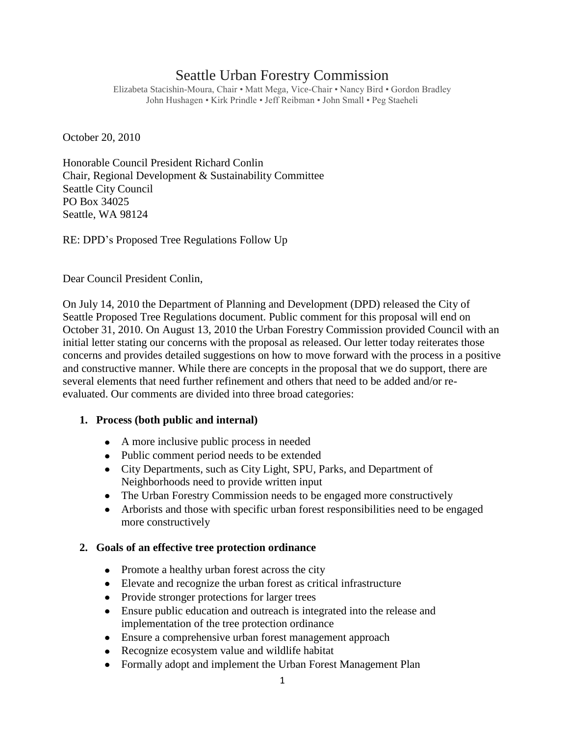# Seattle Urban Forestry Commission

Elizabeta Stacishin-Moura, Chair • Matt Mega, Vice-Chair • Nancy Bird • Gordon Bradley
John Hushagen • Kirk Prindle • Jeff Reibman • John Small • Peg Staeheli

October 20, 2010

Honorable Council President Richard Conlin
Chair, Regional Development & Sustainability Committee
Seattle City Council
PO Box 34025
Seattle, WA 98124

RE: DPD's Proposed Tree Regulations Follow Up

Dear Council President Conlin,

On July 14, 2010 the Department of Planning and Development (DPD) released the City of Seattle Proposed Tree Regulations document. Public comment for this proposal will end on October 31, 2010. On August 13, 2010 the Urban Forestry Commission provided Council with an initial letter stating our concerns with the proposal as released. Our letter today reiterates those concerns and provides detailed suggestions on how to move forward with the process in a positive and constructive manner. While there are concepts in the proposal that we do support, there are several elements that need further refinement and others that need to be added and/or re-evaluated. Our comments are divided into three broad categories:

1. **Process (both public and internal)**
   - A more inclusive public process in needed
   - Public comment period needs to be extended
   - City Departments, such as City Light, SPU, Parks, and Department of Neighborhoods need to provide written input
   - The Urban Forestry Commission needs to be engaged more constructively
   - Arborists and those with specific urban forest responsibilities need to be engaged more constructively

2. **Goals of an effective tree protection ordinance**
   - Promote a healthy urban forest across the city
   - Elevate and recognize the urban forest as critical infrastructure
   - Provide stronger protections for larger trees
   - Ensure public education and outreach is integrated into the release and implementation of the tree protection ordinance
   - Ensure a comprehensive urban forest management approach
   - Recognize ecosystem value and wildlife habitat
   - Formally adopt and implement the Urban Forest Management Plan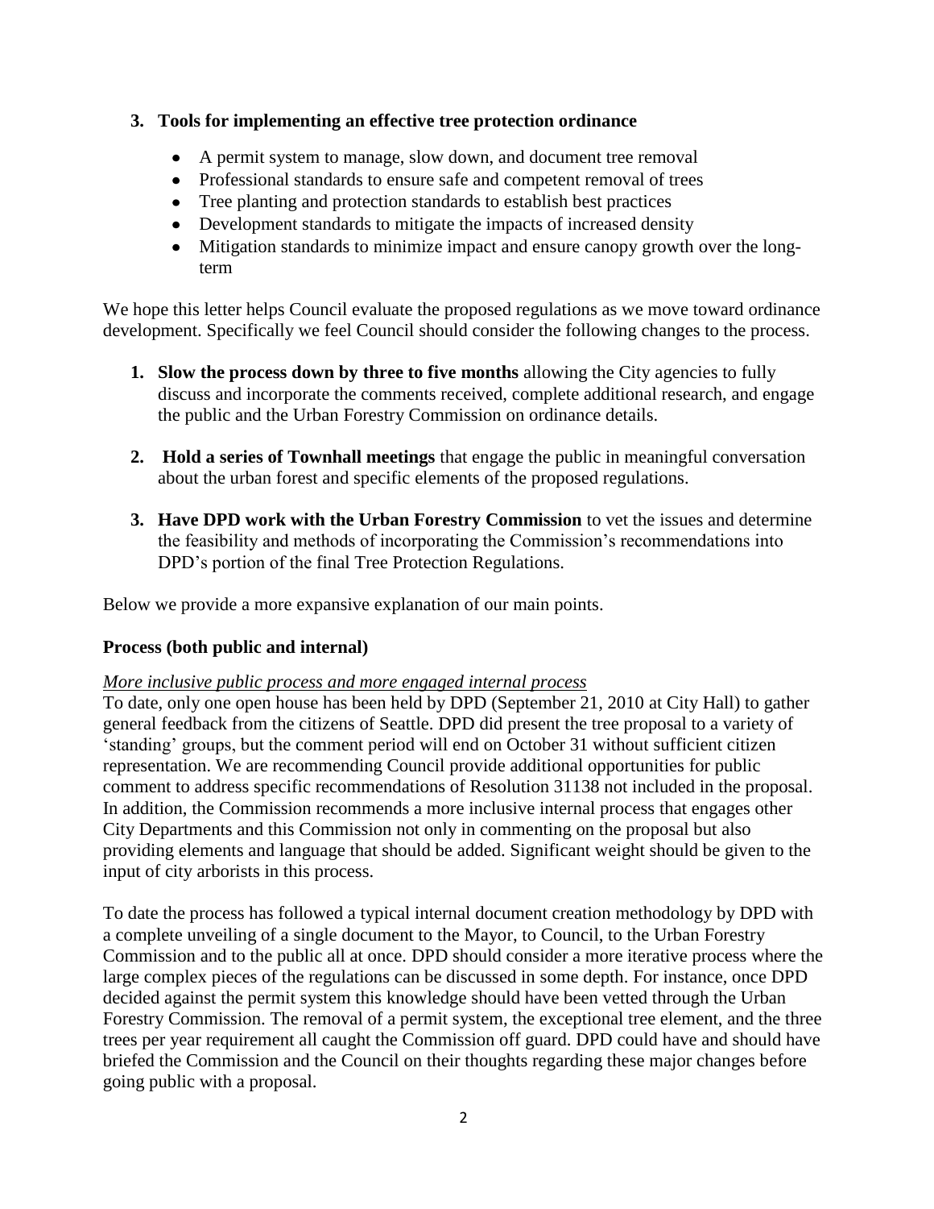3. **Tools for implementing an effective tree protection ordinance**
   - A permit system to manage, slow down, and document tree removal
   - Professional standards to ensure safe and competent removal of trees
   - Tree planting and protection standards to establish best practices
   - Development standards to mitigate the impacts of increased density
   - Mitigation standards to minimize impact and ensure canopy growth over the long-term

We hope this letter helps Council evaluate the proposed regulations as we move toward ordinance development. Specifically we feel Council should consider the following changes to the process.

1. **Slow the process down by three to five months** allowing the City agencies to fully discuss and incorporate the comments received, complete additional research, and engage the public and the Urban Forestry Commission on ordinance details.

2. **Hold a series of Townhall meetings** that engage the public in meaningful conversation about the urban forest and specific elements of the proposed regulations.

3. **Have DPD work with the Urban Forestry Commission** to vet the issues and determine the feasibility and methods of incorporating the Commission's recommendations into DPD's portion of the final Tree Protection Regulations.

Below we provide a more expansive explanation of our main points.

### Process (both public and internal)

*More inclusive public process and more engaged internal process*

To date, only one open house has been held by DPD (September 21, 2010 at City Hall) to gather general feedback from the citizens of Seattle. DPD did present the tree proposal to a variety of 'standing' groups, but the comment period will end on October 31 without sufficient citizen representation. We are recommending Council provide additional opportunities for public comment to address specific recommendations of Resolution 31138 not included in the proposal. In addition, the Commission recommends a more inclusive internal process that engages other City Departments and this Commission not only in commenting on the proposal but also providing elements and language that should be added. Significant weight should be given to the input of city arborists in this process.

To date the process has followed a typical internal document creation methodology by DPD with a complete unveiling of a single document to the Mayor, to Council, to the Urban Forestry Commission and to the public all at once. DPD should consider a more iterative process where the large complex pieces of the regulations can be discussed in some depth. For instance, once DPD decided against the permit system this knowledge should have been vetted through the Urban Forestry Commission. The removal of a permit system, the exceptional tree element, and the three trees per year requirement all caught the Commission off guard. DPD could have and should have briefed the Commission and the Council on their thoughts regarding these major changes before going public with a proposal.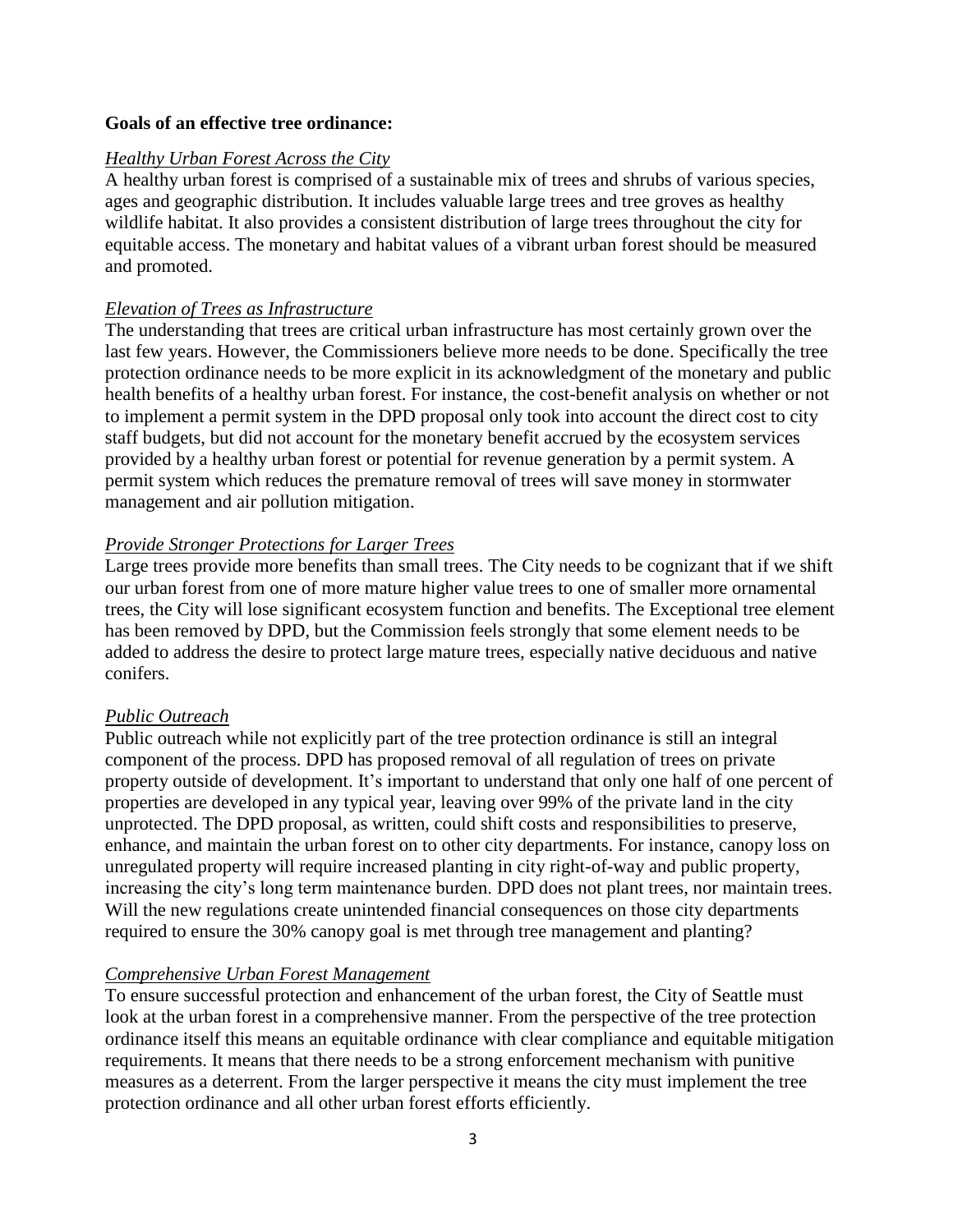**Goals of an effective tree ordinance:**

*Healthy Urban Forest Across the City*

A healthy urban forest is comprised of a sustainable mix of trees and shrubs of various species, ages and geographic distribution. It includes valuable large trees and tree groves as healthy wildlife habitat. It also provides a consistent distribution of large trees throughout the city for equitable access. The monetary and habitat values of a vibrant urban forest should be measured and promoted.

*Elevation of Trees as Infrastructure*

The understanding that trees are critical urban infrastructure has most certainly grown over the last few years. However, the Commissioners believe more needs to be done. Specifically the tree protection ordinance needs to be more explicit in its acknowledgment of the monetary and public health benefits of a healthy urban forest. For instance, the cost-benefit analysis on whether or not to implement a permit system in the DPD proposal only took into account the direct cost to city staff budgets, but did not account for the monetary benefit accrued by the ecosystem services provided by a healthy urban forest or potential for revenue generation by a permit system. A permit system which reduces the premature removal of trees will save money in stormwater management and air pollution mitigation.

*Provide Stronger Protections for Larger Trees*

Large trees provide more benefits than small trees. The City needs to be cognizant that if we shift our urban forest from one of more mature higher value trees to one of smaller more ornamental trees, the City will lose significant ecosystem function and benefits. The Exceptional tree element has been removed by DPD, but the Commission feels strongly that some element needs to be added to address the desire to protect large mature trees, especially native deciduous and native conifers.

*Public Outreach*

Public outreach while not explicitly part of the tree protection ordinance is still an integral component of the process. DPD has proposed removal of all regulation of trees on private property outside of development. It's important to understand that only one half of one percent of properties are developed in any typical year, leaving over 99% of the private land in the city unprotected. The DPD proposal, as written, could shift costs and responsibilities to preserve, enhance, and maintain the urban forest on to other city departments. For instance, canopy loss on unregulated property will require increased planting in city right-of-way and public property, increasing the city's long term maintenance burden. DPD does not plant trees, nor maintain trees. Will the new regulations create unintended financial consequences on those city departments required to ensure the 30% canopy goal is met through tree management and planting?

*Comprehensive Urban Forest Management*

To ensure successful protection and enhancement of the urban forest, the City of Seattle must look at the urban forest in a comprehensive manner. From the perspective of the tree protection ordinance itself this means an equitable ordinance with clear compliance and equitable mitigation requirements. It means that there needs to be a strong enforcement mechanism with punitive measures as a deterrent. From the larger perspective it means the city must implement the tree protection ordinance and all other urban forest efforts efficiently.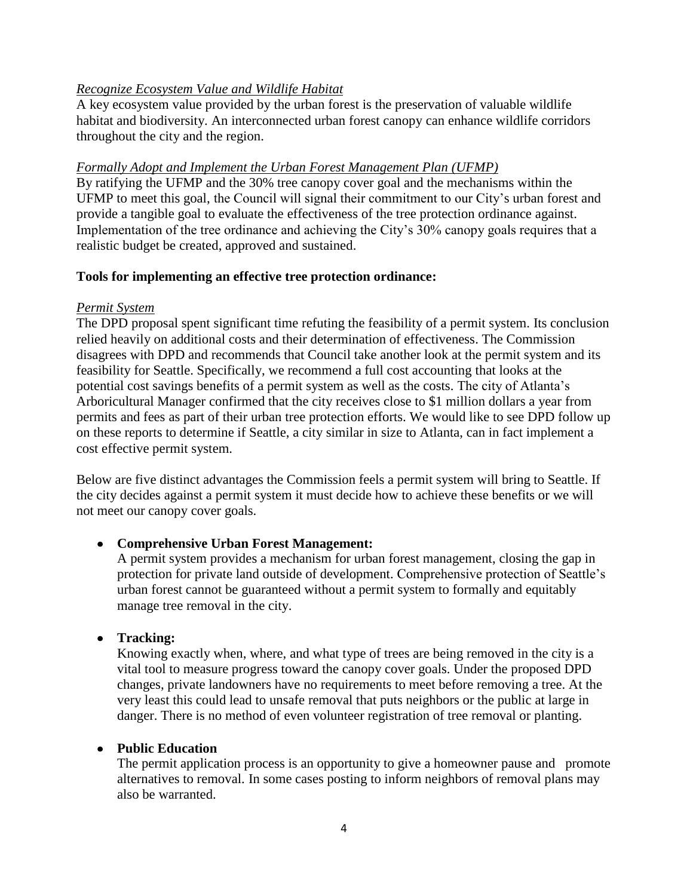*Recognize Ecosystem Value and Wildlife Habitat*

A key ecosystem value provided by the urban forest is the preservation of valuable wildlife habitat and biodiversity. An interconnected urban forest canopy can enhance wildlife corridors throughout the city and the region.

*Formally Adopt and Implement the Urban Forest Management Plan (UFMP)*

By ratifying the UFMP and the 30% tree canopy cover goal and the mechanisms within the UFMP to meet this goal, the Council will signal their commitment to our City's urban forest and provide a tangible goal to evaluate the effectiveness of the tree protection ordinance against. Implementation of the tree ordinance and achieving the City's 30% canopy goals requires that a realistic budget be created, approved and sustained.

**Tools for implementing an effective tree protection ordinance:**

*Permit System*

The DPD proposal spent significant time refuting the feasibility of a permit system. Its conclusion relied heavily on additional costs and their determination of effectiveness. The Commission disagrees with DPD and recommends that Council take another look at the permit system and its feasibility for Seattle. Specifically, we recommend a full cost accounting that looks at the potential cost savings benefits of a permit system as well as the costs. The city of Atlanta's Arboricultural Manager confirmed that the city receives close to $1 million dollars a year from permits and fees as part of their urban tree protection efforts. We would like to see DPD follow up on these reports to determine if Seattle, a city similar in size to Atlanta, can in fact implement a cost effective permit system.

Below are five distinct advantages the Commission feels a permit system will bring to Seattle. If the city decides against a permit system it must decide how to achieve these benefits or we will not meet our canopy cover goals.

- **Comprehensive Urban Forest Management:**
  A permit system provides a mechanism for urban forest management, closing the gap in protection for private land outside of development. Comprehensive protection of Seattle's urban forest cannot be guaranteed without a permit system to formally and equitably manage tree removal in the city.

- **Tracking:**
  Knowing exactly when, where, and what type of trees are being removed in the city is a vital tool to measure progress toward the canopy cover goals. Under the proposed DPD changes, private landowners have no requirements to meet before removing a tree. At the very least this could lead to unsafe removal that puts neighbors or the public at large in danger. There is no method of even volunteer registration of tree removal or planting.

- **Public Education**
  The permit application process is an opportunity to give a homeowner pause and promote alternatives to removal. In some cases posting to inform neighbors of removal plans may also be warranted.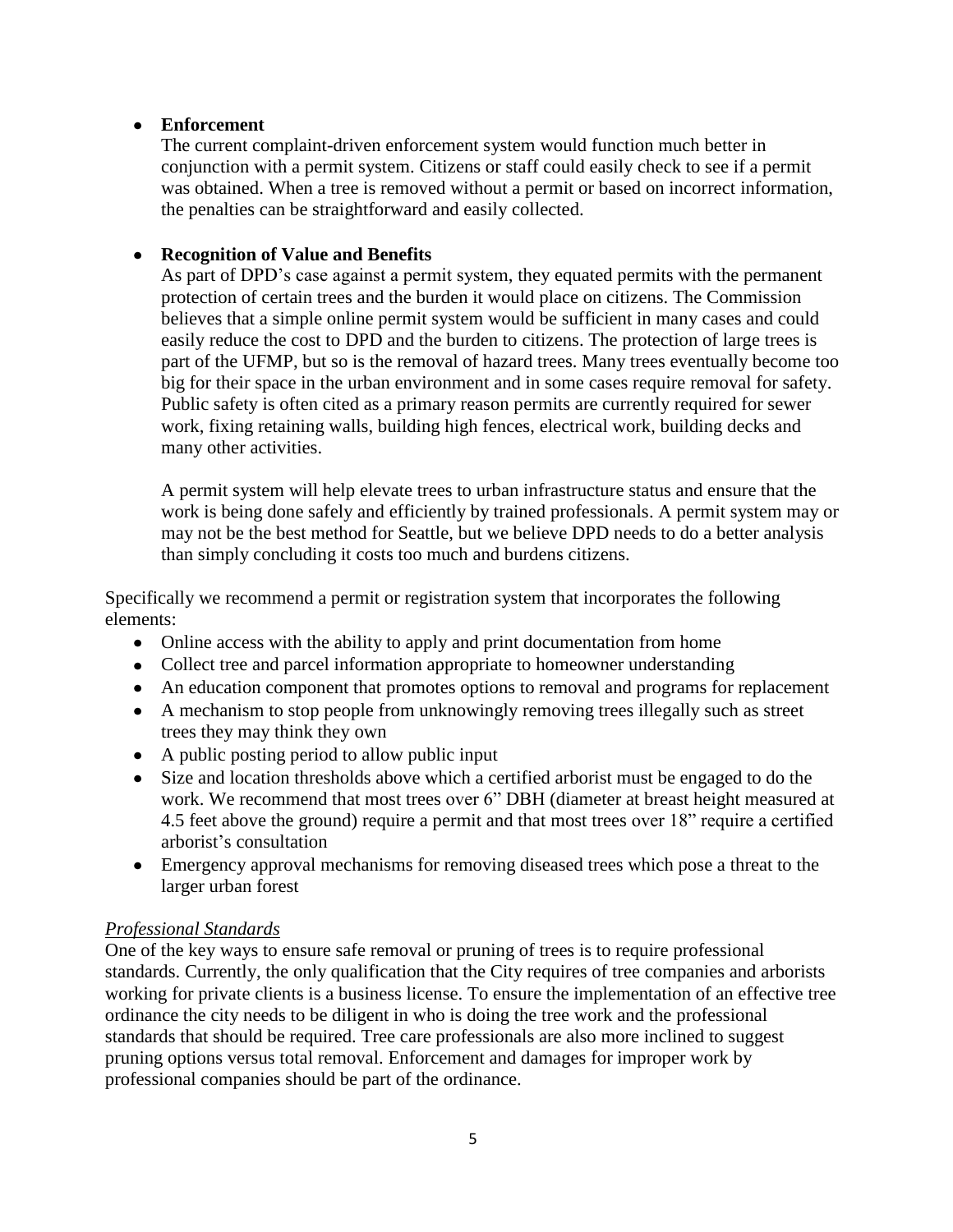- **Enforcement**

  The current complaint-driven enforcement system would function much better in conjunction with a permit system. Citizens or staff could easily check to see if a permit was obtained. When a tree is removed without a permit or based on incorrect information, the penalties can be straightforward and easily collected.

- **Recognition of Value and Benefits**

  As part of DPD's case against a permit system, they equated permits with the permanent protection of certain trees and the burden it would place on citizens. The Commission believes that a simple online permit system would be sufficient in many cases and could easily reduce the cost to DPD and the burden to citizens. The protection of large trees is part of the UFMP, but so is the removal of hazard trees. Many trees eventually become too big for their space in the urban environment and in some cases require removal for safety. Public safety is often cited as a primary reason permits are currently required for sewer work, fixing retaining walls, building high fences, electrical work, building decks and many other activities.

  A permit system will help elevate trees to urban infrastructure status and ensure that the work is being done safely and efficiently by trained professionals. A permit system may or may not be the best method for Seattle, but we believe DPD needs to do a better analysis than simply concluding it costs too much and burdens citizens.

Specifically we recommend a permit or registration system that incorporates the following elements:

- Online access with the ability to apply and print documentation from home
- Collect tree and parcel information appropriate to homeowner understanding
- An education component that promotes options to removal and programs for replacement
- A mechanism to stop people from unknowingly removing trees illegally such as street trees they may think they own
- A public posting period to allow public input
- Size and location thresholds above which a certified arborist must be engaged to do the work. We recommend that most trees over 6" DBH (diameter at breast height measured at 4.5 feet above the ground) require a permit and that most trees over 18" require a certified arborist's consultation
- Emergency approval mechanisms for removing diseased trees which pose a threat to the larger urban forest

*Professional Standards*

One of the key ways to ensure safe removal or pruning of trees is to require professional standards. Currently, the only qualification that the City requires of tree companies and arborists working for private clients is a business license. To ensure the implementation of an effective tree ordinance the city needs to be diligent in who is doing the tree work and the professional standards that should be required. Tree care professionals are also more inclined to suggest pruning options versus total removal. Enforcement and damages for improper work by professional companies should be part of the ordinance.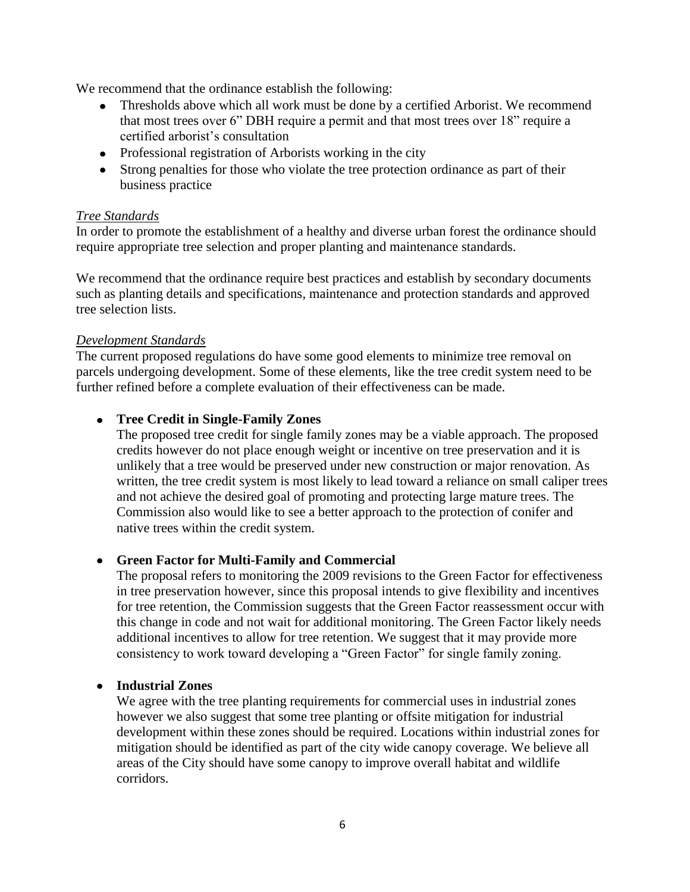We recommend that the ordinance establish the following:

- Thresholds above which all work must be done by a certified Arborist. We recommend that most trees over 6" DBH require a permit and that most trees over 18" require a certified arborist's consultation
- Professional registration of Arborists working in the city
- Strong penalties for those who violate the tree protection ordinance as part of their business practice

*Tree Standards*

In order to promote the establishment of a healthy and diverse urban forest the ordinance should require appropriate tree selection and proper planting and maintenance standards.

We recommend that the ordinance require best practices and establish by secondary documents such as planting details and specifications, maintenance and protection standards and approved tree selection lists.

*Development Standards*

The current proposed regulations do have some good elements to minimize tree removal on parcels undergoing development. Some of these elements, like the tree credit system need to be further refined before a complete evaluation of their effectiveness can be made.

- **Tree Credit in Single-Family Zones**

  The proposed tree credit for single family zones may be a viable approach. The proposed credits however do not place enough weight or incentive on tree preservation and it is unlikely that a tree would be preserved under new construction or major renovation. As written, the tree credit system is most likely to lead toward a reliance on small caliper trees and not achieve the desired goal of promoting and protecting large mature trees. The Commission also would like to see a better approach to the protection of conifer and native trees within the credit system.

- **Green Factor for Multi-Family and Commercial**

  The proposal refers to monitoring the 2009 revisions to the Green Factor for effectiveness in tree preservation however, since this proposal intends to give flexibility and incentives for tree retention, the Commission suggests that the Green Factor reassessment occur with this change in code and not wait for additional monitoring. The Green Factor likely needs additional incentives to allow for tree retention. We suggest that it may provide more consistency to work toward developing a "Green Factor" for single family zoning.

- **Industrial Zones**

  We agree with the tree planting requirements for commercial uses in industrial zones however we also suggest that some tree planting or offsite mitigation for industrial development within these zones should be required. Locations within industrial zones for mitigation should be identified as part of the city wide canopy coverage. We believe all areas of the City should have some canopy to improve overall habitat and wildlife corridors.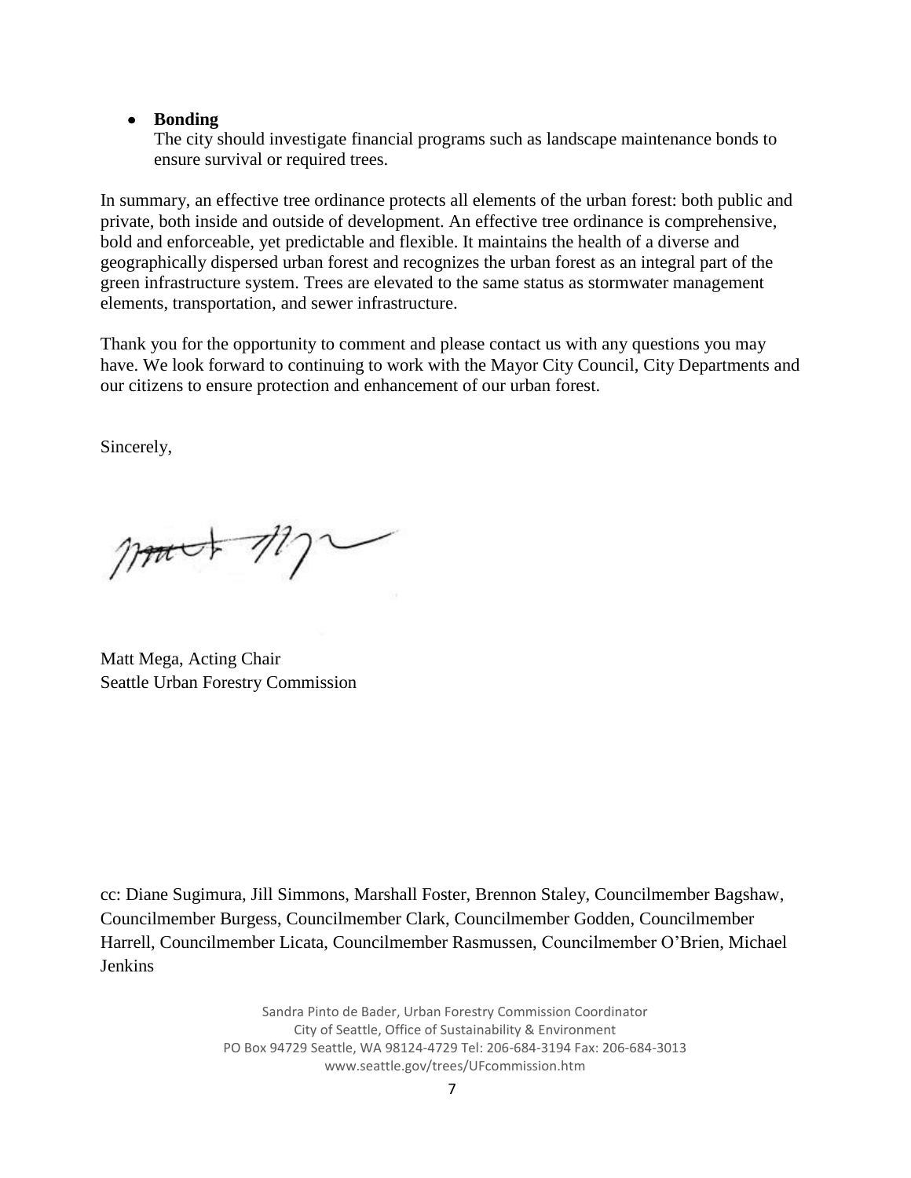- **Bonding**
  The city should investigate financial programs such as landscape maintenance bonds to ensure survival or required trees.

In summary, an effective tree ordinance protects all elements of the urban forest: both public and private, both inside and outside of development. An effective tree ordinance is comprehensive, bold and enforceable, yet predictable and flexible. It maintains the health of a diverse and geographically dispersed urban forest and recognizes the urban forest as an integral part of the green infrastructure system. Trees are elevated to the same status as stormwater management elements, transportation, and sewer infrastructure.

Thank you for the opportunity to comment and please contact us with any questions you may have. We look forward to continuing to work with the Mayor City Council, City Departments and our citizens to ensure protection and enhancement of our urban forest.

Sincerely,

Matt Mega, Acting Chair
Seattle Urban Forestry Commission

cc: Diane Sugimura, Jill Simmons, Marshall Foster, Brennon Staley, Councilmember Bagshaw, Councilmember Burgess, Councilmember Clark, Councilmember Godden, Councilmember Harrell, Councilmember Licata, Councilmember Rasmussen, Councilmember O'Brien, Michael Jenkins

Sandra Pinto de Bader, Urban Forestry Commission Coordinator
City of Seattle, Office of Sustainability & Environment
PO Box 94729 Seattle, WA 98124-4729 Tel: 206-684-3194 Fax: 206-684-3013
www.seattle.gov/trees/UFcommission.htm